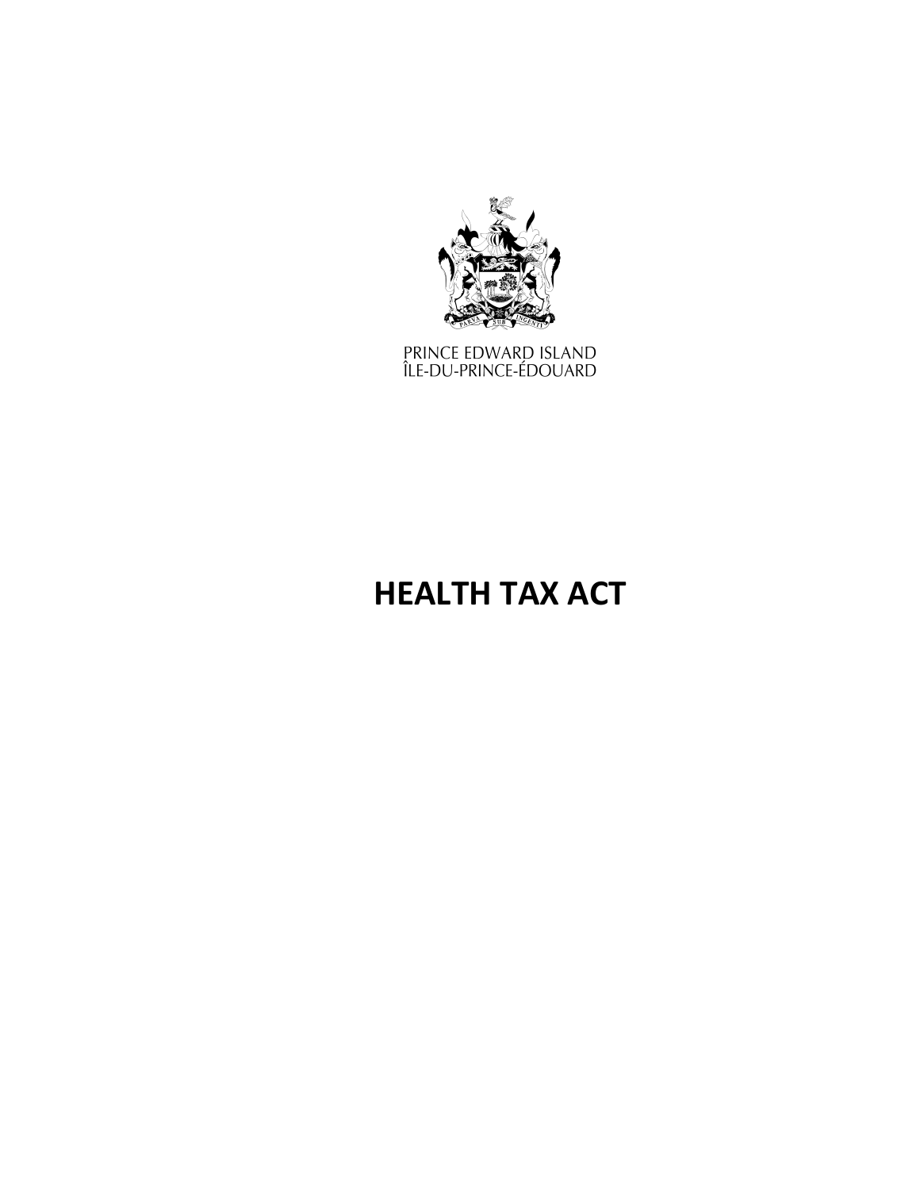PRINCE EDWARD ISLAND
ÎLE-DU-PRINCE-ÉDOUARD

# HEALTH TAX ACT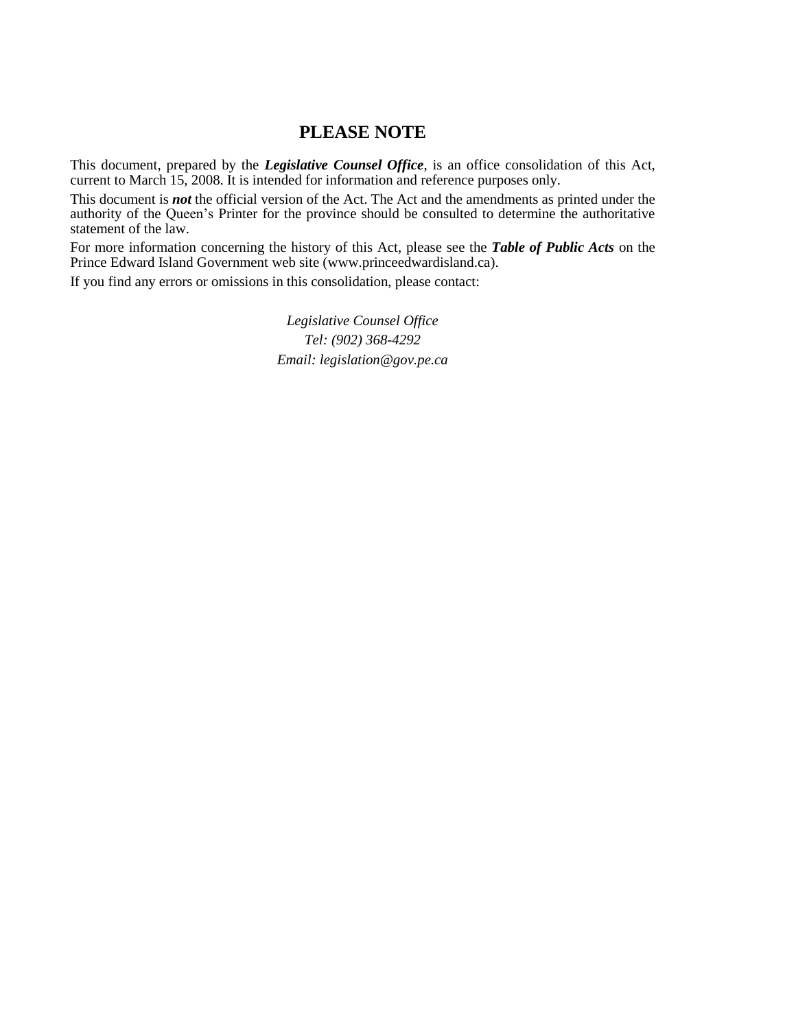## PLEASE NOTE

This document, prepared by the ***Legislative Counsel Office***, is an office consolidation of this Act, current to March 15, 2008. It is intended for information and reference purposes only.

This document is ***not*** the official version of the Act. The Act and the amendments as printed under the authority of the Queen's Printer for the province should be consulted to determine the authoritative statement of the law.

For more information concerning the history of this Act, please see the ***Table of Public Acts*** on the Prince Edward Island Government web site (www.princeedwardisland.ca).

If you find any errors or omissions in this consolidation, please contact:

*Legislative Counsel Office*
*Tel: (902) 368-4292*
*Email: legislation@gov.pe.ca*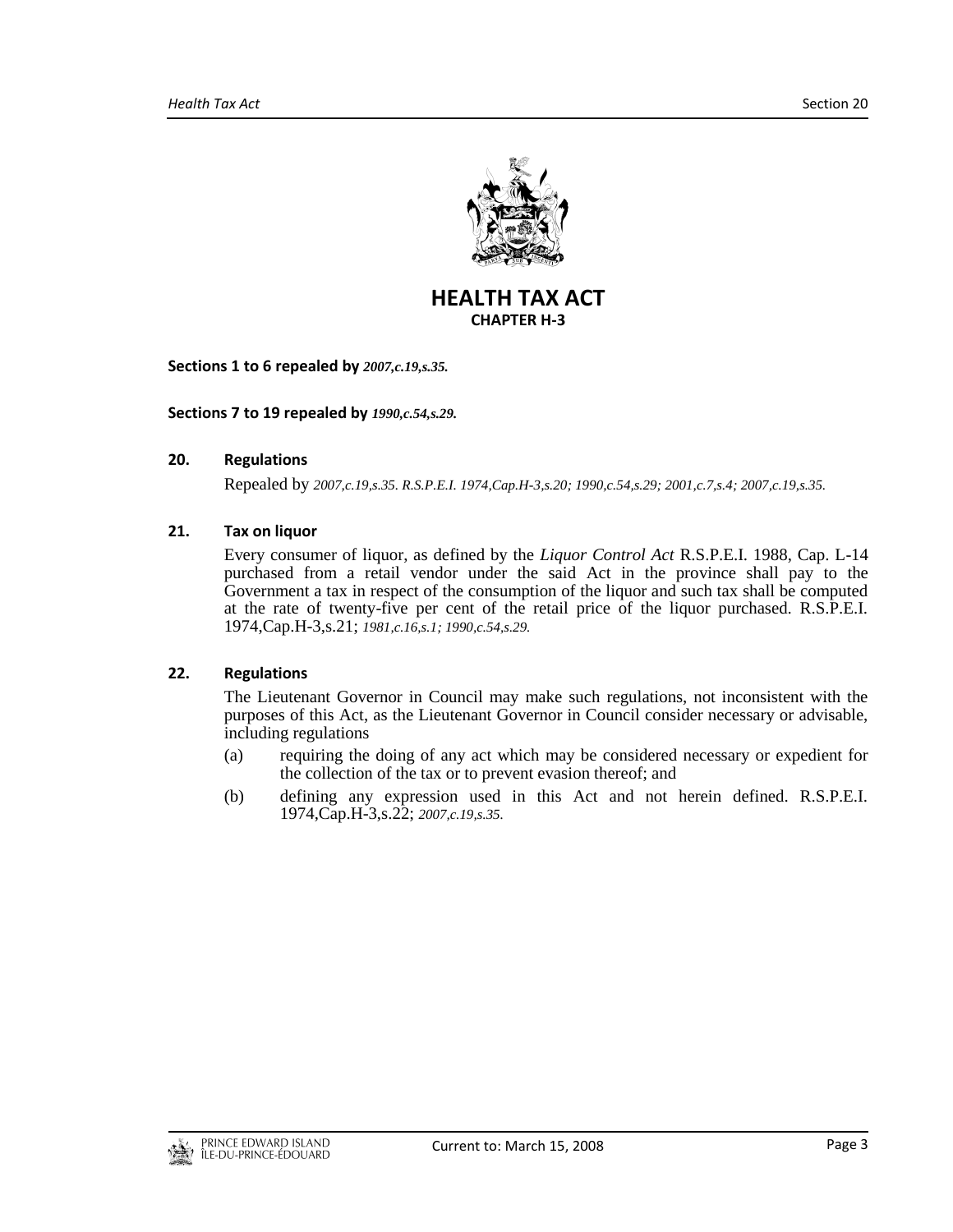# HEALTH TAX ACT

**CHAPTER H-3**

**Sections 1 to 6 repealed by** ***2007,c.19,s.35.***

**Sections 7 to 19 repealed by** ***1990,c.54,s.29.***

### 20. Regulations

Repealed by *2007,c.19,s.35. R.S.P.E.I. 1974,Cap.H-3,s.20; 1990,c.54,s.29; 2001,c.7,s.4; 2007,c.19,s.35.*

### 21. Tax on liquor

Every consumer of liquor, as defined by the *Liquor Control Act* R.S.P.E.I. 1988, Cap. L-14 purchased from a retail vendor under the said Act in the province shall pay to the Government a tax in respect of the consumption of the liquor and such tax shall be computed at the rate of twenty-five per cent of the retail price of the liquor purchased. R.S.P.E.I. 1974,Cap.H-3,s.21; *1981,c.16,s.1; 1990,c.54,s.29.*

### 22. Regulations

The Lieutenant Governor in Council may make such regulations, not inconsistent with the purposes of this Act, as the Lieutenant Governor in Council consider necessary or advisable, including regulations

(a) requiring the doing of any act which may be considered necessary or expedient for the collection of the tax or to prevent evasion thereof; and

(b) defining any expression used in this Act and not herein defined. R.S.P.E.I. 1974,Cap.H-3,s.22; *2007,c.19,s.35.*